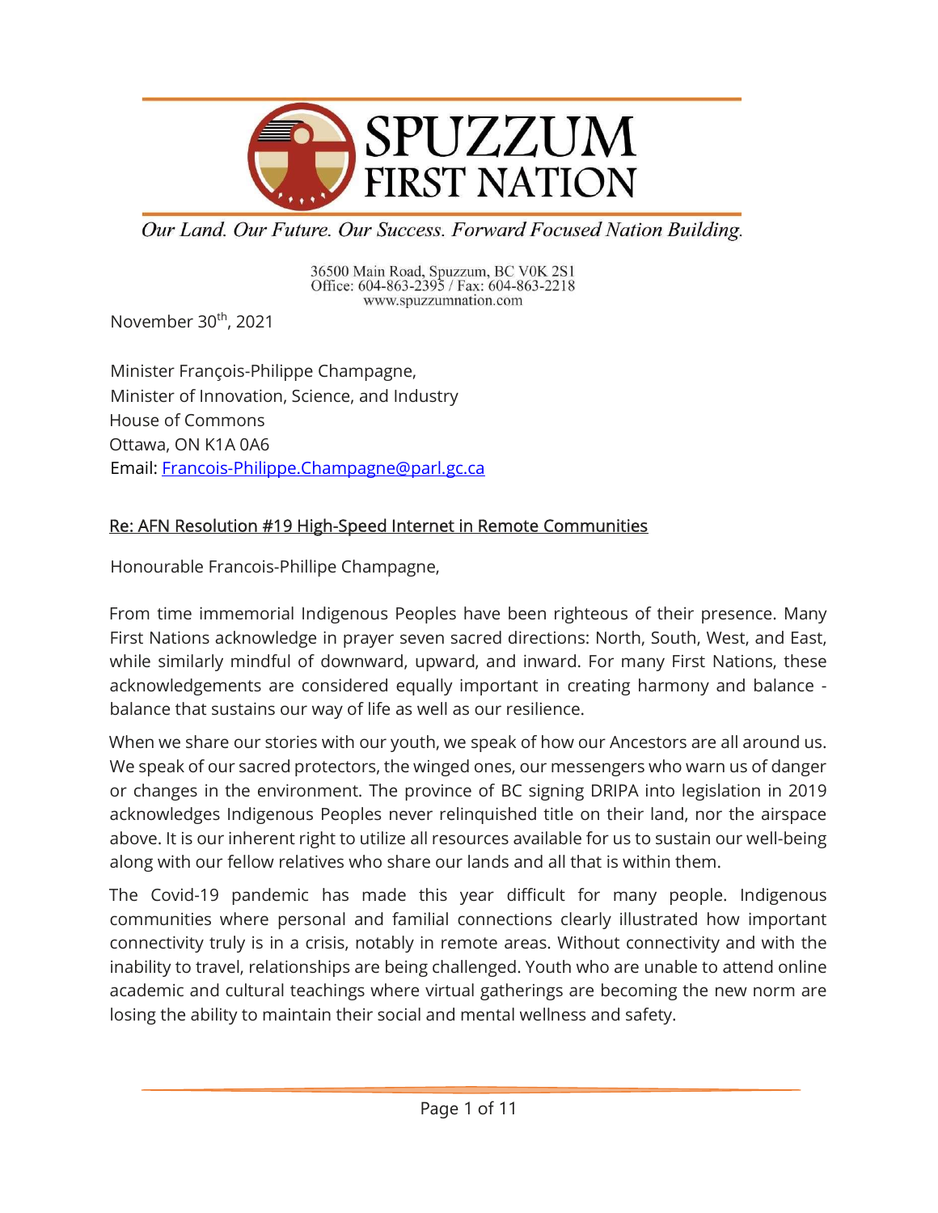# SPUZZUM FIRST NATION

*Our Land. Our Future. Our Success. Forward Focused Nation Building.*

36500 Main Road, Spuzzum, BC V0K 2S1
Office: 604-863-2395 / Fax: 604-863-2218
www.spuzzumnation.com

November 30th, 2021

Minister François-Philippe Champagne,
Minister of Innovation, Science, and Industry
House of Commons
Ottawa, ON K1A 0A6
Email: Francois-Philippe.Champagne@parl.gc.ca

Re: AFN Resolution #19 High-Speed Internet in Remote Communities

Honourable Francois-Phillipe Champagne,

From time immemorial Indigenous Peoples have been righteous of their presence. Many First Nations acknowledge in prayer seven sacred directions: North, South, West, and East, while similarly mindful of downward, upward, and inward. For many First Nations, these acknowledgements are considered equally important in creating harmony and balance - balance that sustains our way of life as well as our resilience.

When we share our stories with our youth, we speak of how our Ancestors are all around us. We speak of our sacred protectors, the winged ones, our messengers who warn us of danger or changes in the environment. The province of BC signing DRIPA into legislation in 2019 acknowledges Indigenous Peoples never relinquished title on their land, nor the airspace above. It is our inherent right to utilize all resources available for us to sustain our well-being along with our fellow relatives who share our lands and all that is within them.

The Covid-19 pandemic has made this year difficult for many people. Indigenous communities where personal and familial connections clearly illustrated how important connectivity truly is in a crisis, notably in remote areas. Without connectivity and with the inability to travel, relationships are being challenged. Youth who are unable to attend online academic and cultural teachings where virtual gatherings are becoming the new norm are losing the ability to maintain their social and mental wellness and safety.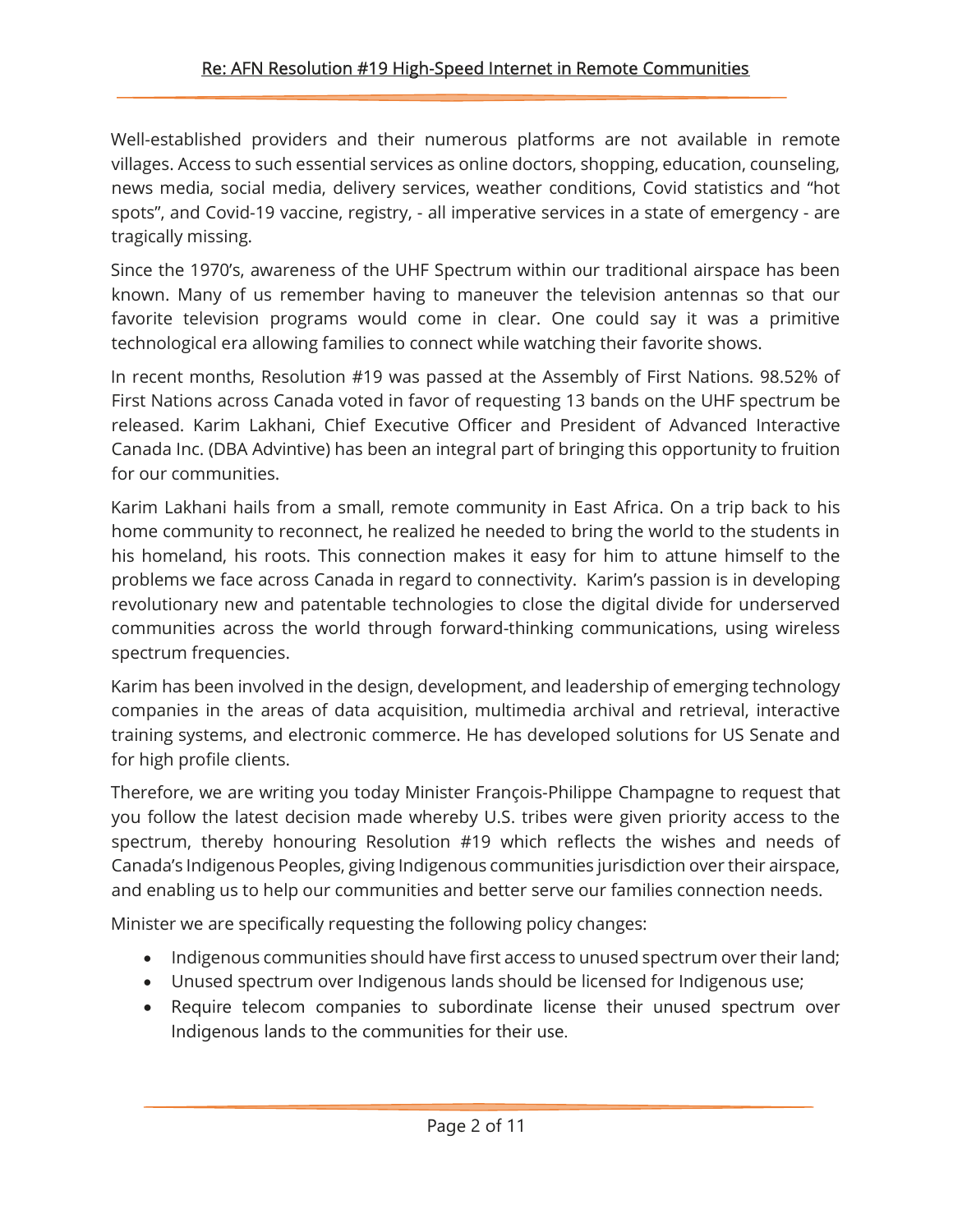Well-established providers and their numerous platforms are not available in remote villages. Access to such essential services as online doctors, shopping, education, counseling, news media, social media, delivery services, weather conditions, Covid statistics and "hot spots", and Covid-19 vaccine, registry, - all imperative services in a state of emergency - are tragically missing.

Since the 1970's, awareness of the UHF Spectrum within our traditional airspace has been known. Many of us remember having to maneuver the television antennas so that our favorite television programs would come in clear. One could say it was a primitive technological era allowing families to connect while watching their favorite shows.

In recent months, Resolution #19 was passed at the Assembly of First Nations. 98.52% of First Nations across Canada voted in favor of requesting 13 bands on the UHF spectrum be released. Karim Lakhani, Chief Executive Officer and President of Advanced Interactive Canada Inc. (DBA Advintive) has been an integral part of bringing this opportunity to fruition for our communities.

Karim Lakhani hails from a small, remote community in East Africa. On a trip back to his home community to reconnect, he realized he needed to bring the world to the students in his homeland, his roots. This connection makes it easy for him to attune himself to the problems we face across Canada in regard to connectivity. Karim's passion is in developing revolutionary new and patentable technologies to close the digital divide for underserved communities across the world through forward-thinking communications, using wireless spectrum frequencies.

Karim has been involved in the design, development, and leadership of emerging technology companies in the areas of data acquisition, multimedia archival and retrieval, interactive training systems, and electronic commerce. He has developed solutions for US Senate and for high profile clients.

Therefore, we are writing you today Minister François-Philippe Champagne to request that you follow the latest decision made whereby U.S. tribes were given priority access to the spectrum, thereby honouring Resolution #19 which reflects the wishes and needs of Canada's Indigenous Peoples, giving Indigenous communities jurisdiction over their airspace, and enabling us to help our communities and better serve our families connection needs.

Minister we are specifically requesting the following policy changes:

- Indigenous communities should have first access to unused spectrum over their land;
- Unused spectrum over Indigenous lands should be licensed for Indigenous use;
- Require telecom companies to subordinate license their unused spectrum over Indigenous lands to the communities for their use.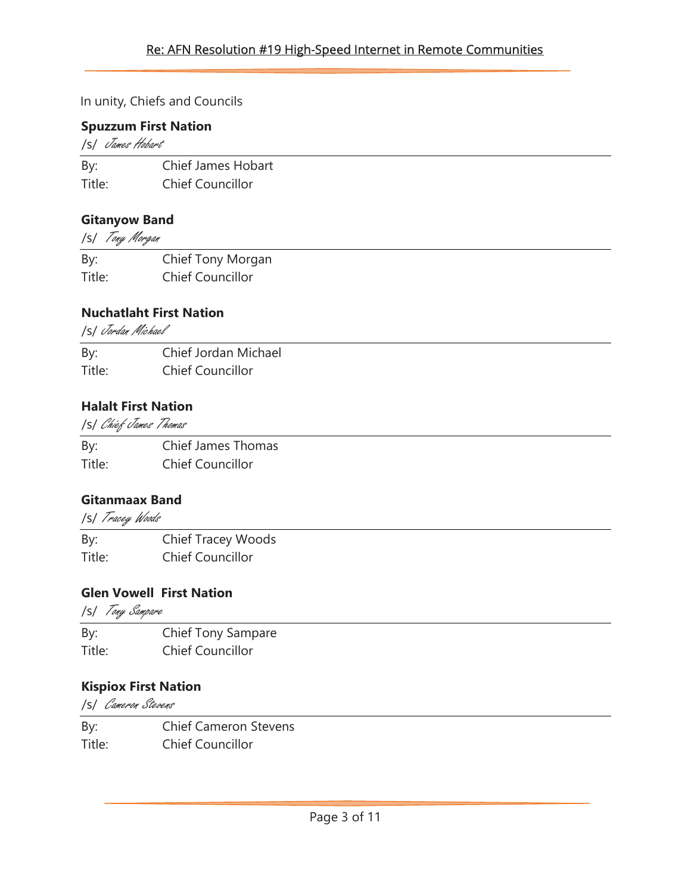In unity, Chiefs and Councils

**Spuzzum First Nation**

/s/ *James Hobart*

| | |
|---|---|
| By: | Chief James Hobart |
| Title: | Chief Councillor |

**Gitanyow Band**

/s/ *Tony Morgan*

| | |
|---|---|
| By: | Chief Tony Morgan |
| Title: | Chief Councillor |

**Nuchatlaht First Nation**

/s/ *Jordan Michael*

| | |
|---|---|
| By: | Chief Jordan Michael |
| Title: | Chief Councillor |

**Halalt First Nation**

/s/ *Chief James Thomas*

| | |
|---|---|
| By: | Chief James Thomas |
| Title: | Chief Councillor |

**Gitanmaax Band**

/s/ *Tracey Woods*

| | |
|---|---|
| By: | Chief Tracey Woods |
| Title: | Chief Councillor |

**Glen Vowell First Nation**

/s/ *Tony Sampare*

| | |
|---|---|
| By: | Chief Tony Sampare |
| Title: | Chief Councillor |

**Kispiox First Nation**

/s/ *Cameron Stevens*

| | |
|---|---|
| By: | Chief Cameron Stevens |
| Title: | Chief Councillor |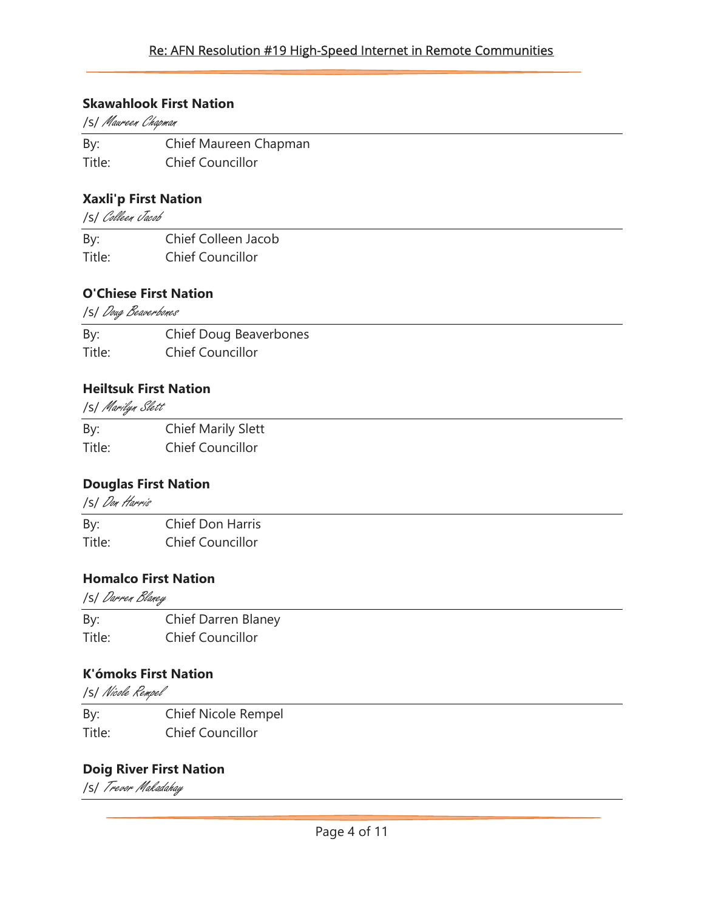**Skawahlook First Nation**

/s/ *Maureen Chapman*

By: Chief Maureen Chapman
Title: Chief Councillor

**Xaxli'p First Nation**

/s/ *Colleen Jacob*

By: Chief Colleen Jacob
Title: Chief Councillor

**O'Chiese First Nation**

/s/ *Doug Beaverbones*

By: Chief Doug Beaverbones
Title: Chief Councillor

**Heiltsuk First Nation**

/s/ *Marilyn Slett*

By: Chief Marily Slett
Title: Chief Councillor

**Douglas First Nation**

/s/ *Don Harris*

By: Chief Don Harris
Title: Chief Councillor

**Homalco First Nation**

/s/ *Darren Blaney*

By: Chief Darren Blaney
Title: Chief Councillor

**K'ómoks First Nation**

/s/ *Nicole Rempel*

By: Chief Nicole Rempel
Title: Chief Councillor

**Doig River First Nation**

/s/ *Trevor Makadahay*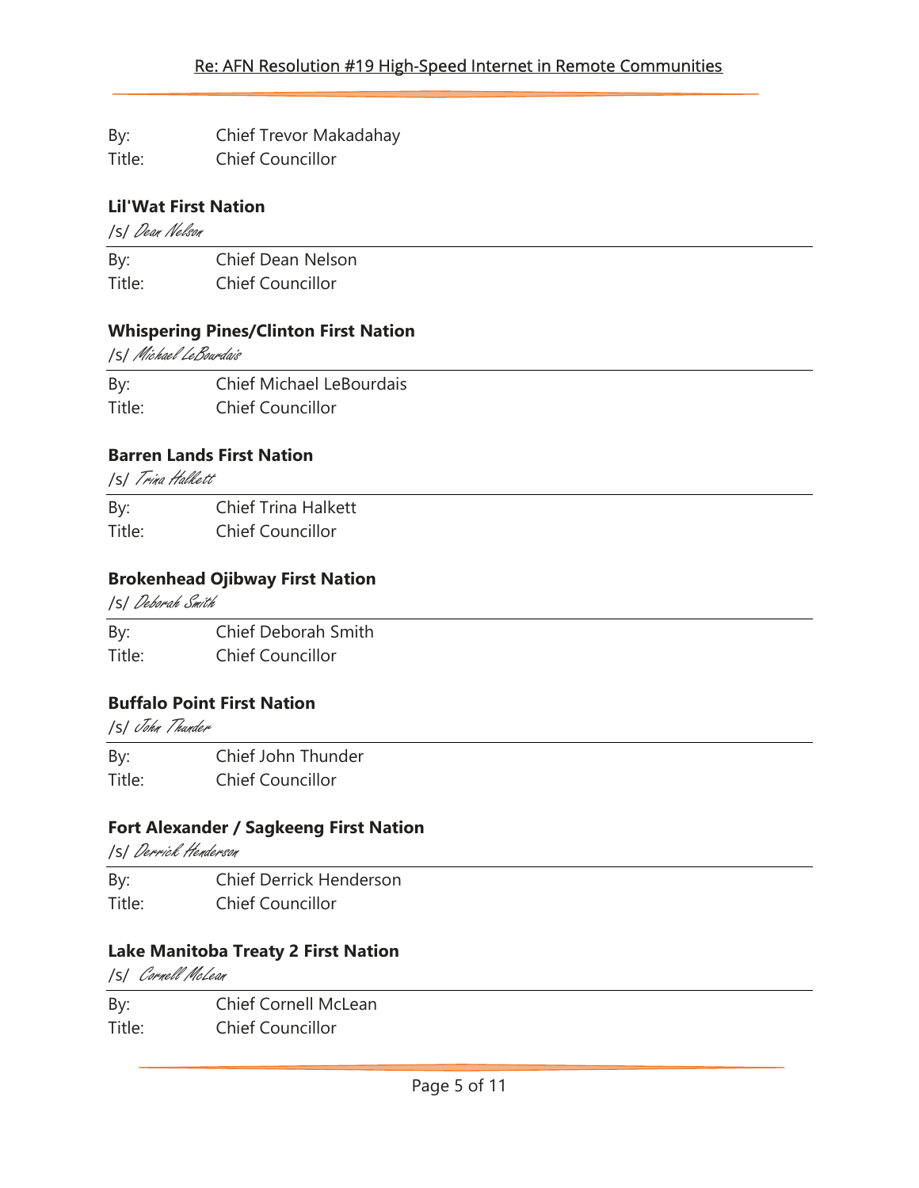By: Chief Trevor Makadahay
Title: Chief Councillor

**Lil'Wat First Nation**

/s/ *Dean Nelson*

By: Chief Dean Nelson
Title: Chief Councillor

**Whispering Pines/Clinton First Nation**

/s/ *Michael LeBourdais*

By: Chief Michael LeBourdais
Title: Chief Councillor

**Barren Lands First Nation**

/s/ *Trina Halkett*

By: Chief Trina Halkett
Title: Chief Councillor

**Brokenhead Ojibway First Nation**

/s/ *Deborah Smith*

By: Chief Deborah Smith
Title: Chief Councillor

**Buffalo Point First Nation**

/s/ *John Thunder*

By: Chief John Thunder
Title: Chief Councillor

**Fort Alexander / Sagkeeng First Nation**

/s/ *Derrick Henderson*

By: Chief Derrick Henderson
Title: Chief Councillor

**Lake Manitoba Treaty 2 First Nation**

/s/ *Cornell McLean*

By: Chief Cornell McLean
Title: Chief Councillor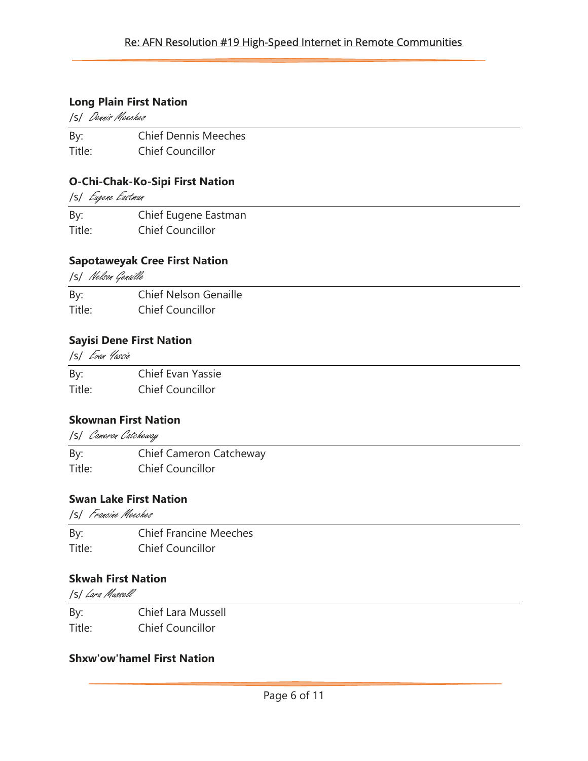**Long Plain First Nation**

/s/ *Dennis Meeches*

---

| | |
|---|---|
| By: | Chief Dennis Meeches |
| Title: | Chief Councillor |

**O-Chi-Chak-Ko-Sipi First Nation**

/s/ *Eugene Eastman*

---

| | |
|---|---|
| By: | Chief Eugene Eastman |
| Title: | Chief Councillor |

**Sapotaweyak Cree First Nation**

/s/ *Nelson Genaille*

---

| | |
|---|---|
| By: | Chief Nelson Genaille |
| Title: | Chief Councillor |

**Sayisi Dene First Nation**

/s/ *Evan Yassie*

---

| | |
|---|---|
| By: | Chief Evan Yassie |
| Title: | Chief Councillor |

**Skownan First Nation**

/s/ *Cameron Catcheway*

---

| | |
|---|---|
| By: | Chief Cameron Catcheway |
| Title: | Chief Councillor |

**Swan Lake First Nation**

/s/ *Francine Meeches*

---

| | |
|---|---|
| By: | Chief Francine Meeches |
| Title: | Chief Councillor |

**Skwah First Nation**

/s/ *Lara Mussell*

---

| | |
|---|---|
| By: | Chief Lara Mussell |
| Title: | Chief Councillor |

**Shxw'ow'hamel First Nation**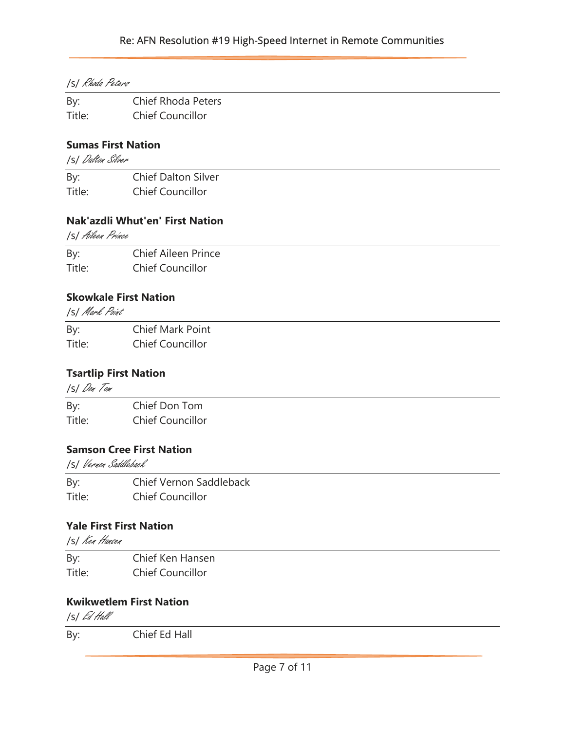/s/ *Rhoda Peters*

---

By: Chief Rhoda Peters
Title: Chief Councillor

**Sumas First Nation**

/s/ *Dalton Silver*

---

By: Chief Dalton Silver
Title: Chief Councillor

**Nak'azdli Whut'en' First Nation**

/s/ *Aileen Prince*

---

By: Chief Aileen Prince
Title: Chief Councillor

**Skowkale First Nation**

/s/ *Mark Point*

---

By: Chief Mark Point
Title: Chief Councillor

**Tsartlip First Nation**

/s/ *Don Tom*

---

By: Chief Don Tom
Title: Chief Councillor

**Samson Cree First Nation**

/s/ *Vernon Saddleback*

---

By: Chief Vernon Saddleback
Title: Chief Councillor

**Yale First First Nation**

/s/ *Ken Hansen*

---

By: Chief Ken Hansen
Title: Chief Councillor

**Kwikwetlem First Nation**

/s/ *Ed Hall*

---

By: Chief Ed Hall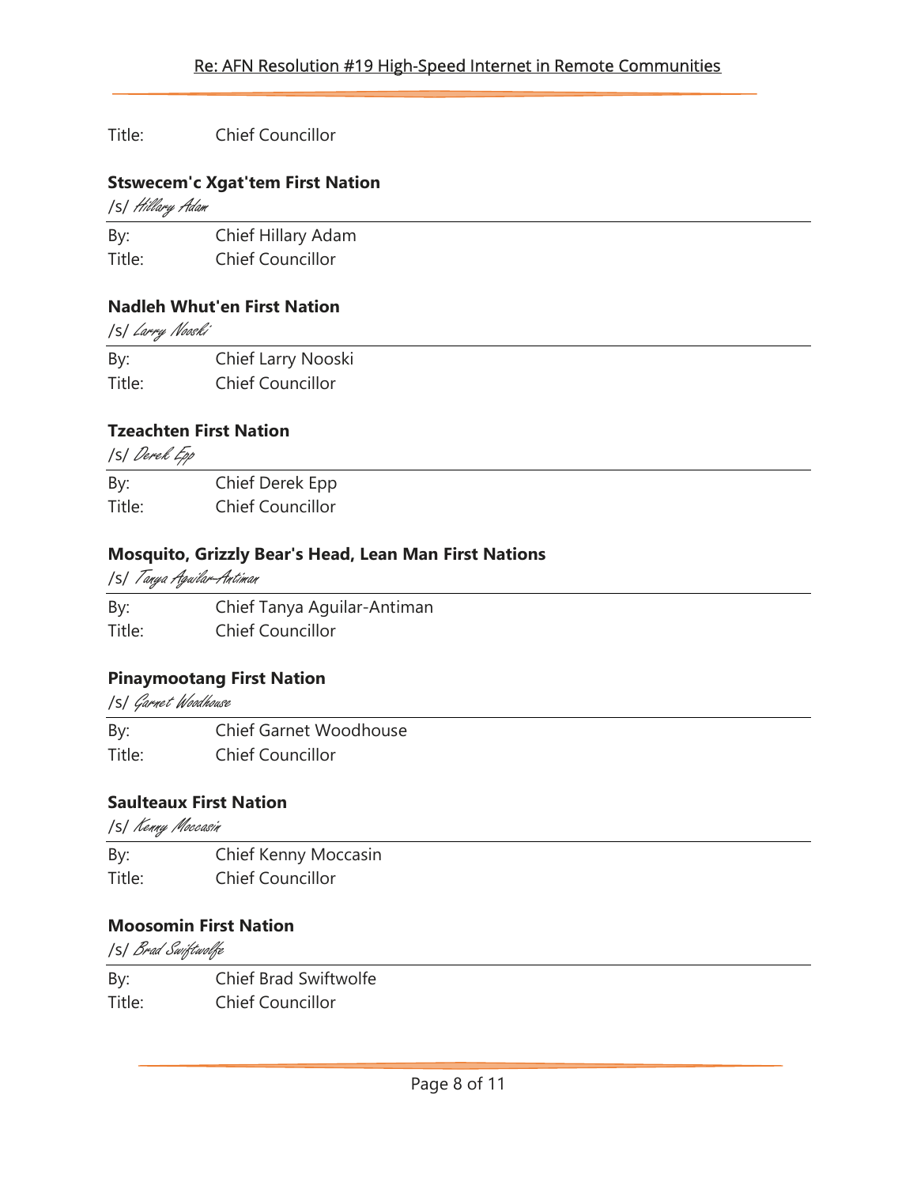Title: Chief Councillor

**Stswecem'c Xgat'tem First Nation**

/s/ *Hillary Adam*

By: Chief Hillary Adam
Title: Chief Councillor

**Nadleh Whut'en First Nation**

/s/ *Larry Nooski*

By: Chief Larry Nooski
Title: Chief Councillor

**Tzeachten First Nation**

/s/ *Derek Epp*

By: Chief Derek Epp
Title: Chief Councillor

**Mosquito, Grizzly Bear's Head, Lean Man First Nations**

/s/ *Tanya Aguilar-Antiman*

By: Chief Tanya Aguilar-Antiman
Title: Chief Councillor

**Pinaymootang First Nation**

/s/ *Garnet Woodhouse*

By: Chief Garnet Woodhouse
Title: Chief Councillor

**Saulteaux First Nation**

/s/ *Kenny Moccasin*

By: Chief Kenny Moccasin
Title: Chief Councillor

**Moosomin First Nation**

/s/ *Brad Swiftwolfe*

By: Chief Brad Swiftwolfe
Title: Chief Councillor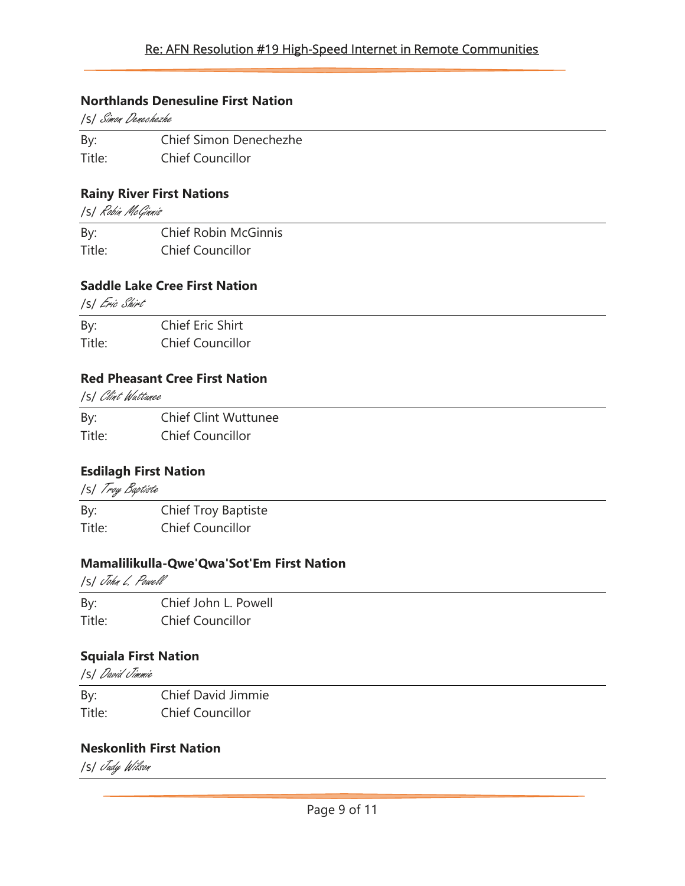**Northlands Denesuline First Nation**

/s/ *Simon Denechezhe*

By: Chief Simon Denechezhe
Title: Chief Councillor

**Rainy River First Nations**

/s/ *Robin McGinnis*

By: Chief Robin McGinnis
Title: Chief Councillor

**Saddle Lake Cree First Nation**

/s/ *Eric Shirt*

By: Chief Eric Shirt
Title: Chief Councillor

**Red Pheasant Cree First Nation**

/s/ *Clint Wattunee*

By: Chief Clint Wuttunee
Title: Chief Councillor

**Esdilagh First Nation**

/s/ *Troy Baptiste*

By: Chief Troy Baptiste
Title: Chief Councillor

**Mamalilikulla-Qwe'Qwa'Sot'Em First Nation**

/s/ *John L. Powell*

By: Chief John L. Powell
Title: Chief Councillor

**Squiala First Nation**

/s/ *David Jimmie*

By: Chief David Jimmie
Title: Chief Councillor

**Neskonlith First Nation**

/s/ *Judy Wilson*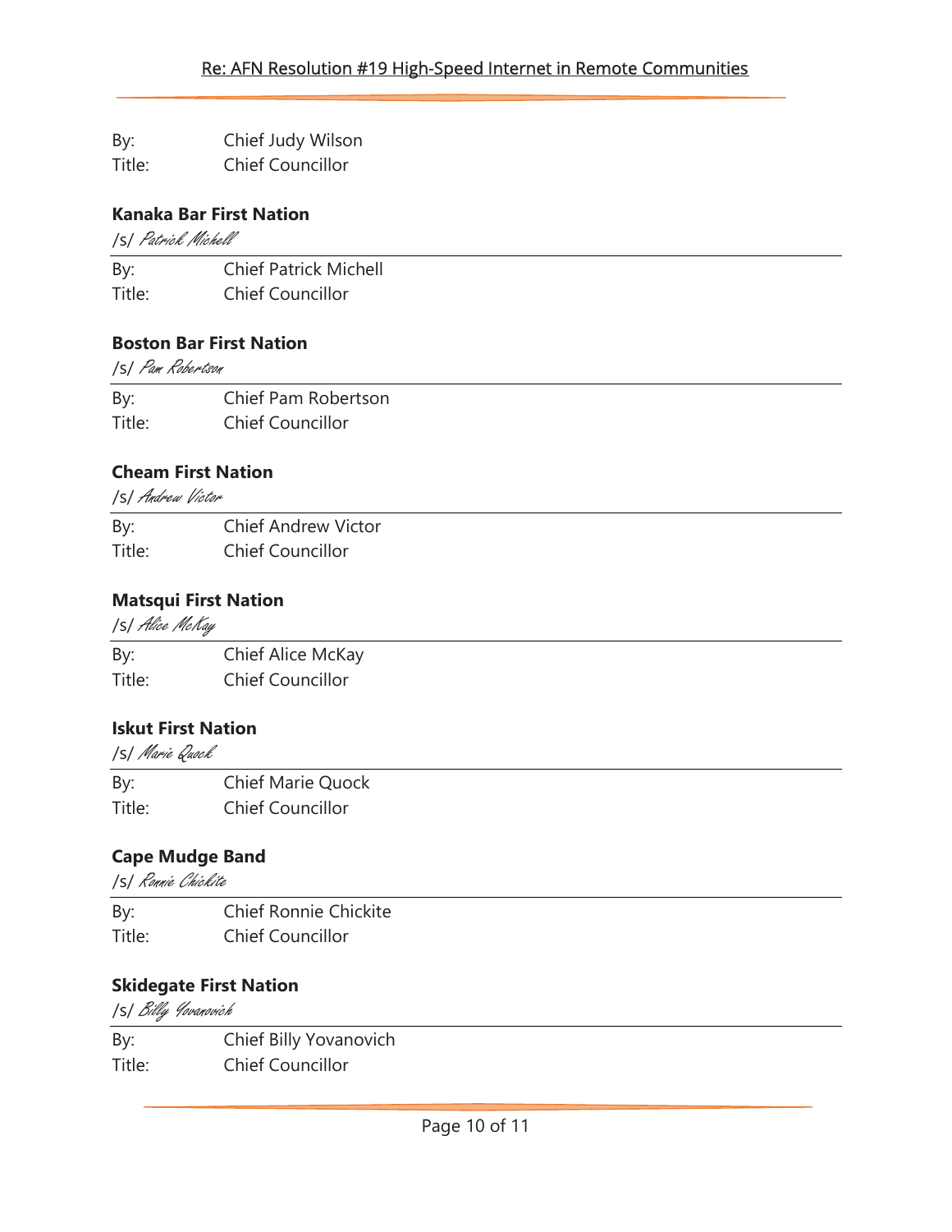By: Chief Judy Wilson
Title: Chief Councillor

**Kanaka Bar First Nation**

/s/ *Patrick Michell*

By: Chief Patrick Michell
Title: Chief Councillor

**Boston Bar First Nation**

/s/ *Pam Robertson*

By: Chief Pam Robertson
Title: Chief Councillor

**Cheam First Nation**

/s/ *Andrew Victor*

By: Chief Andrew Victor
Title: Chief Councillor

**Matsqui First Nation**

/s/ *Alice McKay*

By: Chief Alice McKay
Title: Chief Councillor

**Iskut First Nation**

/s/ *Marie Quock*

By: Chief Marie Quock
Title: Chief Councillor

**Cape Mudge Band**

/s/ *Ronnie Chickite*

By: Chief Ronnie Chickite
Title: Chief Councillor

**Skidegate First Nation**

/s/ *Billy Yovanovich*

By: Chief Billy Yovanovich
Title: Chief Councillor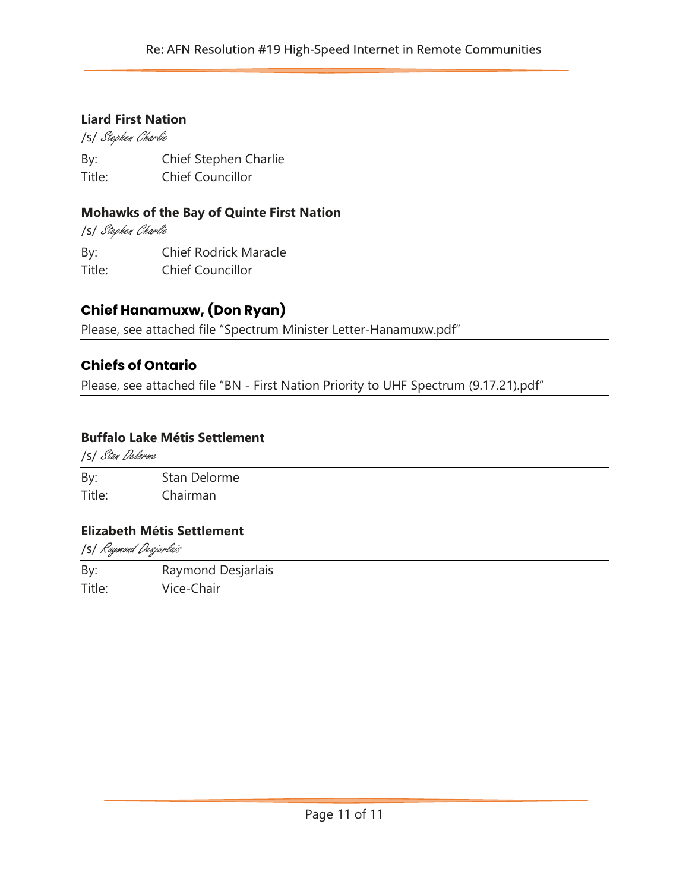**Liard First Nation**

/s/ *Stephen Charlie*

---

By: Chief Stephen Charlie

Title: Chief Councillor

**Mohawks of the Bay of Quinte First Nation**

/s/ *Stephen Charlie*

---

By: Chief Rodrick Maracle

Title: Chief Councillor

### Chief Hanamuxw, (Don Ryan)

Please, see attached file "Spectrum Minister Letter-Hanamuxw.pdf"

### Chiefs of Ontario

Please, see attached file "BN - First Nation Priority to UHF Spectrum (9.17.21).pdf"

**Buffalo Lake Métis Settlement**

/s/ *Stan Delorme*

---

By: Stan Delorme

Title: Chairman

**Elizabeth Métis Settlement**

/s/ *Raymond Desjarlais*

---

By: Raymond Desjarlais

Title: Vice-Chair